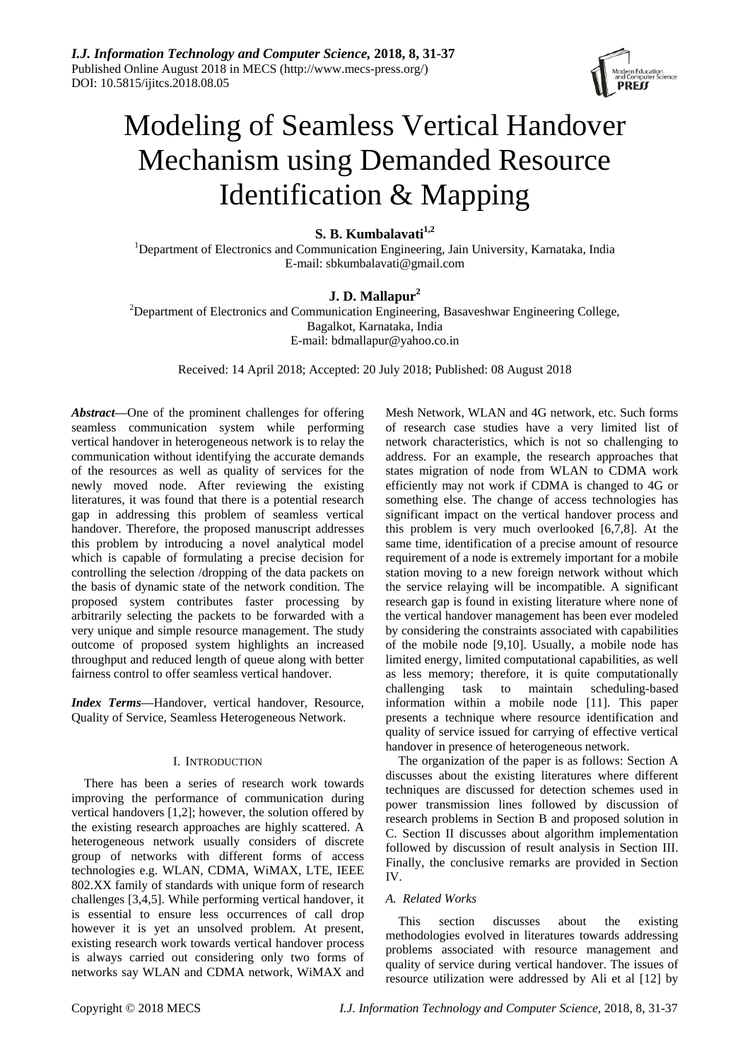# Modeling of Seamless Vertical Handover Mechanism using Demanded Resource Identification & Mapping

**S. B. Kumbalavati**[1,2]

[1]Department of Electronics and Communication Engineering, Jain University, Karnataka, India
E-mail: sbkumbalavati@gmail.com

**J. D. Mallapur**[2]

[2]Department of Electronics and Communication Engineering, Basaveshwar Engineering College, Bagalkot, Karnataka, India
E-mail: bdmallapur@yahoo.co.in

Received: 14 April 2018; Accepted: 20 July 2018; Published: 08 August 2018

***Abstract*—**One of the prominent challenges for offering seamless communication system while performing vertical handover in heterogeneous network is to relay the communication without identifying the accurate demands of the resources as well as quality of services for the newly moved node. After reviewing the existing literatures, it was found that there is a potential research gap in addressing this problem of seamless vertical handover. Therefore, the proposed manuscript addresses this problem by introducing a novel analytical model which is capable of formulating a precise decision for controlling the selection /dropping of the data packets on the basis of dynamic state of the network condition. The proposed system contributes faster processing by arbitrarily selecting the packets to be forwarded with a very unique and simple resource management. The study outcome of proposed system highlights an increased throughput and reduced length of queue along with better fairness control to offer seamless vertical handover.

***Index Terms*—**Handover, vertical handover, Resource, Quality of Service, Seamless Heterogeneous Network.

## I. Introduction

There has been a series of research work towards improving the performance of communication during vertical handovers [1,2]; however, the solution offered by the existing research approaches are highly scattered. A heterogeneous network usually considers of discrete group of networks with different forms of access technologies e.g. WLAN, CDMA, WiMAX, LTE, IEEE 802.XX family of standards with unique form of research challenges [3,4,5]. While performing vertical handover, it is essential to ensure less occurrences of call drop however it is yet an unsolved problem. At present, existing research work towards vertical handover process is always carried out considering only two forms of networks say WLAN and CDMA network, WiMAX and Mesh Network, WLAN and 4G network, etc. Such forms of research case studies have a very limited list of network characteristics, which is not so challenging to address. For an example, the research approaches that states migration of node from WLAN to CDMA work efficiently may not work if CDMA is changed to 4G or something else. The change of access technologies has significant impact on the vertical handover process and this problem is very much overlooked [6,7,8]. At the same time, identification of a precise amount of resource requirement of a node is extremely important for a mobile station moving to a new foreign network without which the service relaying will be incompatible. A significant research gap is found in existing literature where none of the vertical handover management has been ever modeled by considering the constraints associated with capabilities of the mobile node [9,10]. Usually, a mobile node has limited energy, limited computational capabilities, as well as less memory; therefore, it is quite computationally challenging task to maintain scheduling-based information within a mobile node [11]. This paper presents a technique where resource identification and quality of service issued for carrying of effective vertical handover in presence of heterogeneous network.

The organization of the paper is as follows: Section A discusses about the existing literatures where different techniques are discussed for detection schemes used in power transmission lines followed by discussion of research problems in Section B and proposed solution in C. Section II discusses about algorithm implementation followed by discussion of result analysis in Section III. Finally, the conclusive remarks are provided in Section IV.

### *A. Related Works*

This section discusses about the existing methodologies evolved in literatures towards addressing problems associated with resource management and quality of service during vertical handover. The issues of resource utilization were addressed by Ali et al [12] by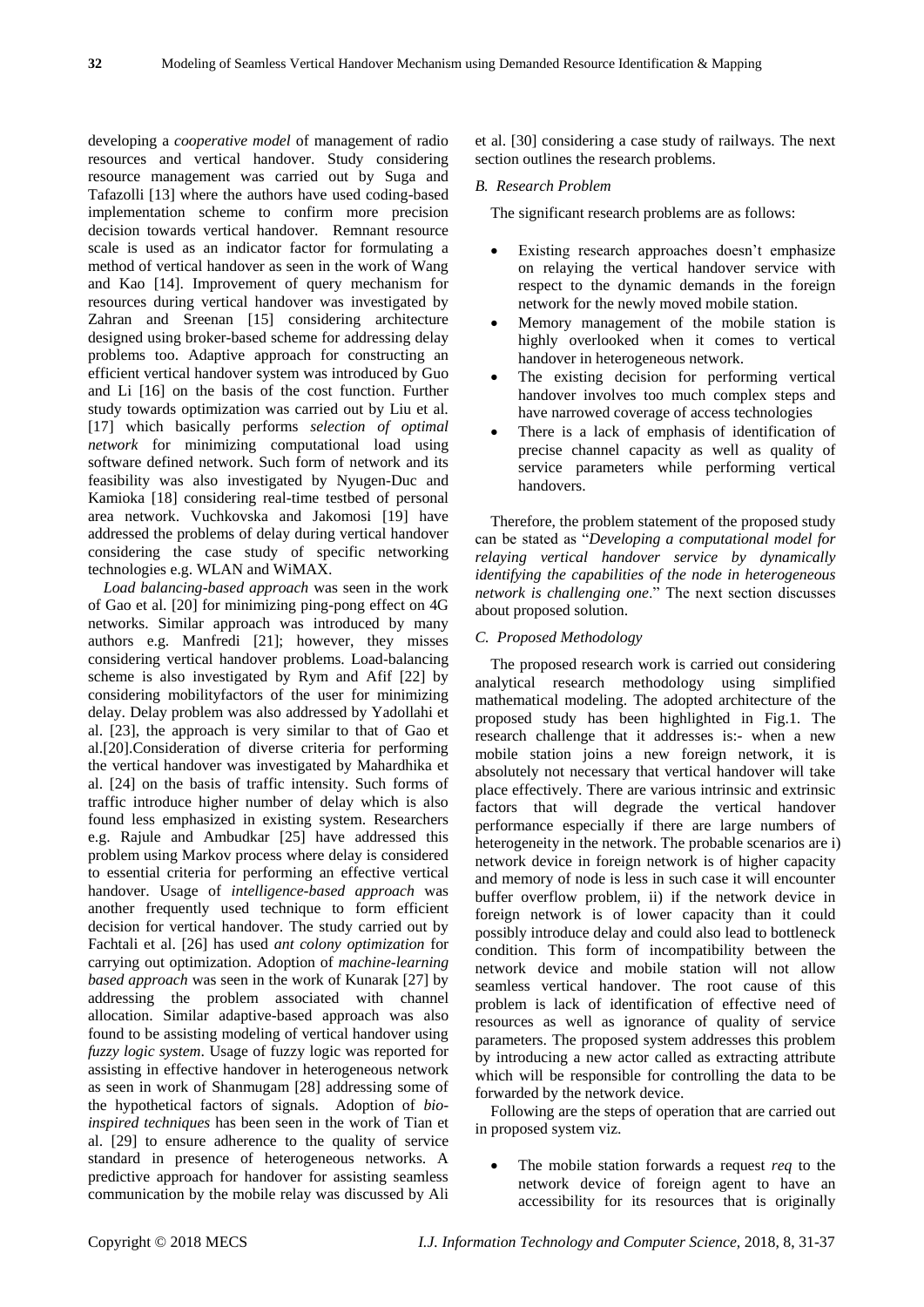developing a *cooperative model* of management of radio resources and vertical handover. Study considering resource management was carried out by Suga and Tafazolli [13] where the authors have used coding-based implementation scheme to confirm more precision decision towards vertical handover. Remnant resource scale is used as an indicator factor for formulating a method of vertical handover as seen in the work of Wang and Kao [14]. Improvement of query mechanism for resources during vertical handover was investigated by Zahran and Sreenan [15] considering architecture designed using broker-based scheme for addressing delay problems too. Adaptive approach for constructing an efficient vertical handover system was introduced by Guo and Li [16] on the basis of the cost function. Further study towards optimization was carried out by Liu et al. [17] which basically performs *selection of optimal network* for minimizing computational load using software defined network. Such form of network and its feasibility was also investigated by Nyugen-Duc and Kamioka [18] considering real-time testbed of personal area network. Vuchkovska and Jakomosi [19] have addressed the problems of delay during vertical handover considering the case study of specific networking technologies e.g. WLAN and WiMAX.

*Load balancing-based approach* was seen in the work of Gao et al. [20] for minimizing ping-pong effect on 4G networks. Similar approach was introduced by many authors e.g. Manfredi [21]; however, they misses considering vertical handover problems. Load-balancing scheme is also investigated by Rym and Afif [22] by considering mobilityfactors of the user for minimizing delay. Delay problem was also addressed by Yadollahi et al. [23], the approach is very similar to that of Gao et al.[20].Consideration of diverse criteria for performing the vertical handover was investigated by Mahardhika et al. [24] on the basis of traffic intensity. Such forms of traffic introduce higher number of delay which is also found less emphasized in existing system. Researchers e.g. Rajule and Ambudkar [25] have addressed this problem using Markov process where delay is considered to essential criteria for performing an effective vertical handover. Usage of *intelligence-based approach* was another frequently used technique to form efficient decision for vertical handover. The study carried out by Fachtali et al. [26] has used *ant colony optimization* for carrying out optimization. Adoption of *machine-learning based approach* was seen in the work of Kunarak [27] by addressing the problem associated with channel allocation. Similar adaptive-based approach was also found to be assisting modeling of vertical handover using *fuzzy logic system*. Usage of fuzzy logic was reported for assisting in effective handover in heterogeneous network as seen in work of Shanmugam [28] addressing some of the hypothetical factors of signals. Adoption of *bio-inspired techniques* has been seen in the work of Tian et al. [29] to ensure adherence to the quality of service standard in presence of heterogeneous networks. A predictive approach for handover for assisting seamless communication by the mobile relay was discussed by Ali et al. [30] considering a case study of railways. The next section outlines the research problems.

### *B. Research Problem*

The significant research problems are as follows:

- Existing research approaches doesn't emphasize on relaying the vertical handover service with respect to the dynamic demands in the foreign network for the newly moved mobile station.
- Memory management of the mobile station is highly overlooked when it comes to vertical handover in heterogeneous network.
- The existing decision for performing vertical handover involves too much complex steps and have narrowed coverage of access technologies
- There is a lack of emphasis of identification of precise channel capacity as well as quality of service parameters while performing vertical handovers.

Therefore, the problem statement of the proposed study can be stated as "*Developing a computational model for relaying vertical handover service by dynamically identifying the capabilities of the node in heterogeneous network is challenging one*." The next section discusses about proposed solution.

### *C. Proposed Methodology*

The proposed research work is carried out considering analytical research methodology using simplified mathematical modeling. The adopted architecture of the proposed study has been highlighted in Fig.1. The research challenge that it addresses is:- when a new mobile station joins a new foreign network, it is absolutely not necessary that vertical handover will take place effectively. There are various intrinsic and extrinsic factors that will degrade the vertical handover performance especially if there are large numbers of heterogeneity in the network. The probable scenarios are i) network device in foreign network is of higher capacity and memory of node is less in such case it will encounter buffer overflow problem, ii) if the network device in foreign network is of lower capacity than it could possibly introduce delay and could also lead to bottleneck condition. This form of incompatibility between the network device and mobile station will not allow seamless vertical handover. The root cause of this problem is lack of identification of effective need of resources as well as ignorance of quality of service parameters. The proposed system addresses this problem by introducing a new actor called as extracting attribute which will be responsible for controlling the data to be forwarded by the network device.

Following are the steps of operation that are carried out in proposed system viz.

- The mobile station forwards a request *req* to the network device of foreign agent to have an accessibility for its resources that is originally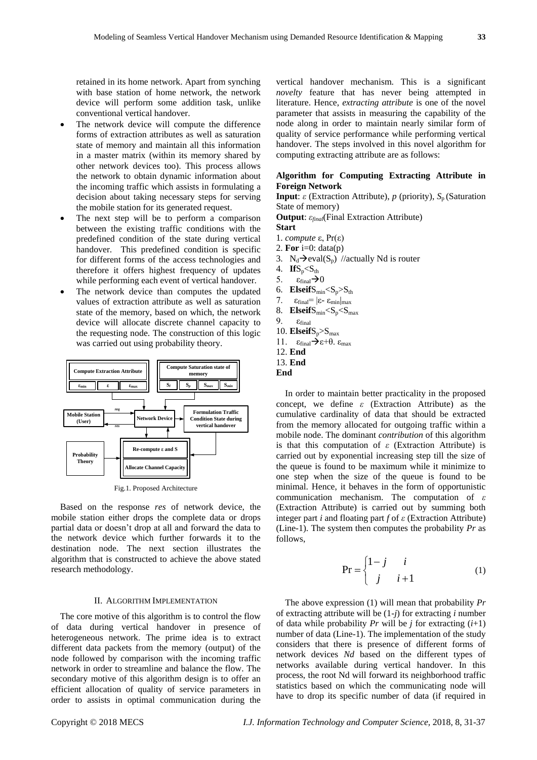retained in its home network. Apart from synching with base station of home network, the network device will perform some addition task, unlike conventional vertical handover.

- The network device will compute the difference forms of extraction attributes as well as saturation state of memory and maintain all this information in a master matrix (within its memory shared by other network devices too). This process allows the network to obtain dynamic information about the incoming traffic which assists in formulating a decision about taking necessary steps for serving the mobile station for its generated request.
- The next step will be to perform a comparison between the existing traffic conditions with the predefined condition of the state during vertical handover. This predefined condition is specific for different forms of the access technologies and therefore it offers highest frequency of updates while performing each event of vertical handover.
- The network device than computes the updated values of extraction attribute as well as saturation state of the memory, based on which, the network device will allocate discrete channel capacity to the requesting node. The construction of this logic was carried out using probability theory.

Fig.1. Proposed Architecture

Based on the response *res* of network device, the mobile station either drops the complete data or drops partial data or doesn't drop at all and forward the data to the network device which further forwards it to the destination node. The next section illustrates the algorithm that is constructed to achieve the above stated research methodology.

## II. Algorithm Implementation

The core motive of this algorithm is to control the flow of data during vertical handover in presence of heterogeneous network. The prime idea is to extract different data packets from the memory (output) of the node followed by comparison with the incoming traffic network in order to streamline and balance the flow. The secondary motive of this algorithm design is to offer an efficient allocation of quality of service parameters in order to assists in optimal communication during the vertical handover mechanism. This is a significant *novelty* feature that has never being attempted in literature. Hence, *extracting attribute* is one of the novel parameter that assists in measuring the capability of the node along in order to maintain nearly similar form of quality of service performance while performing vertical handover. The steps involved in this novel algorithm for computing extracting attribute are as follows:

**Algorithm for Computing Extracting Attribute in Foreign Network**

**Input**: $\varepsilon$ (Extraction Attribute), $p$ (priority), $S_p$ (Saturation State of memory)

**Output**: $\varepsilon_{final}$(Final Extraction Attribute)

**Start**

1. *compute* $\varepsilon$, $\Pr(\varepsilon)$
2. **For** i=0: data(p)
3. $N_d \rightarrow eval(S_p)$ //actually Nd is router
4. **If** $S_p < S_{th}$
5. $\varepsilon_{final} \rightarrow 0$
6. **Elseif** $S_{min} < S_p > S_{th}$
7. $\varepsilon_{final} = |\varepsilon - \varepsilon_{min}|_{max}$
8. **Elseif** $S_{min} < S_p < S_{max}$
9. $\varepsilon_{final}$
10. **Elseif** $S_p > S_{max}$
11. $\varepsilon_{final} \rightarrow \varepsilon + \theta.\ \varepsilon_{max}$
12. **End**
13. **End**

**End**

In order to maintain better practicality in the proposed concept, we define $\varepsilon$ (Extraction Attribute) as the cumulative cardinality of data that should be extracted from the memory allocated for outgoing traffic within a mobile node. The dominant *contribution* of this algorithm is that this computation of $\varepsilon$ (Extraction Attribute) is carried out by exponential increasing step till the size of the queue is found to be maximum while it minimize to one step when the size of the queue is found to be minimal. Hence, it behaves in the form of opportunistic communication mechanism. The computation of $\varepsilon$ (Extraction Attribute) is carried out by summing both integer part $i$ and floating part $f$ of $\varepsilon$ (Extraction Attribute) (Line-1). The system then computes the probability $Pr$ as follows,

$$\Pr = \begin{cases} 1-j & i \\ j & i+1 \end{cases} \tag{1}$$

The above expression (1) will mean that probability $Pr$ of extracting attribute will be $(1-j)$ for extracting $i$ number of data while probability $Pr$ will be $j$ for extracting $(i+1)$ number of data (Line-1). The implementation of the study considers that there is presence of different forms of network devices $Nd$ based on the different types of networks available during vertical handover. In this process, the root Nd will forward its neighborhood traffic statistics based on which the communicating node will have to drop its specific number of data (if required in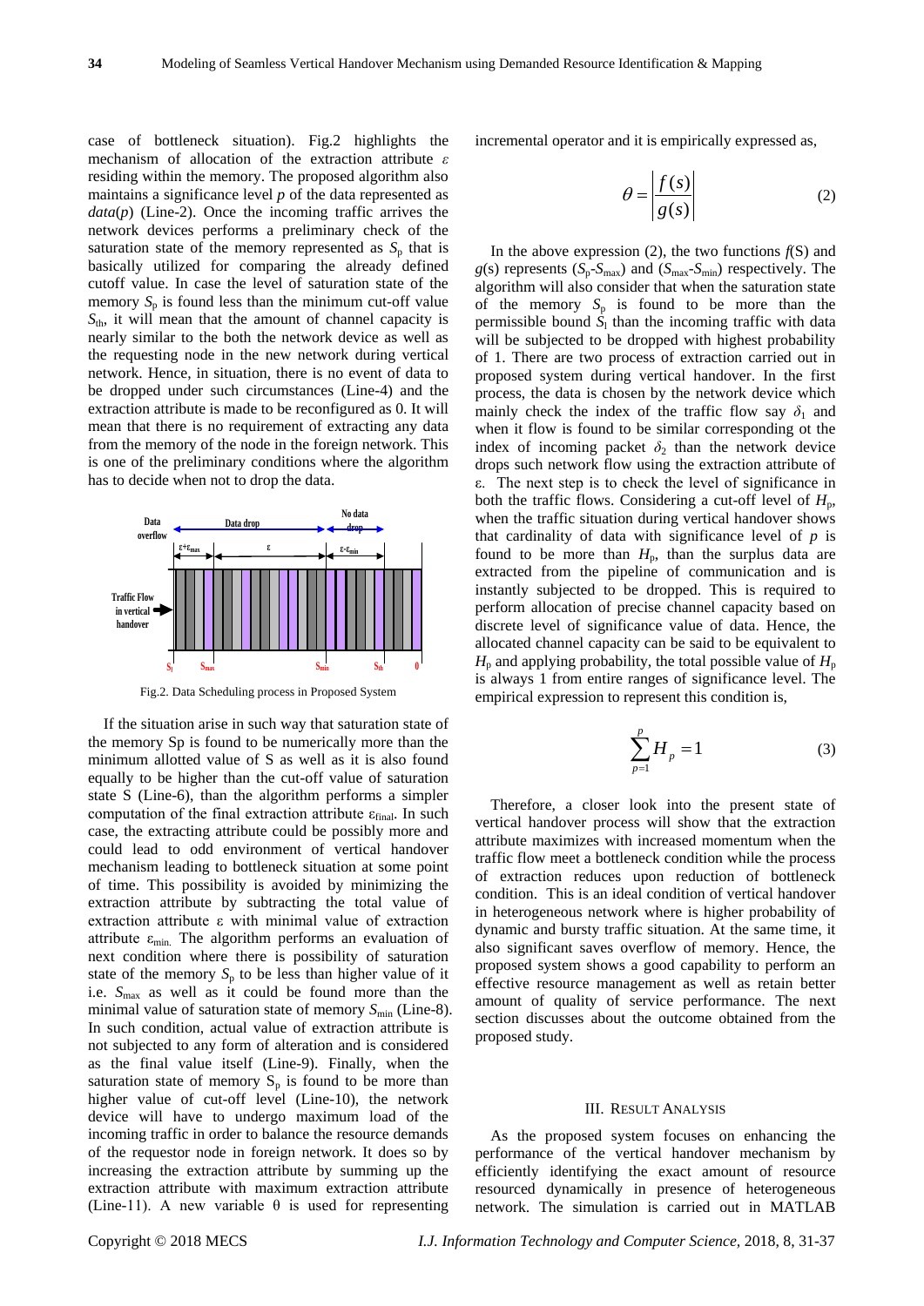case of bottleneck situation). Fig.2 highlights the mechanism of allocation of the extraction attribute $\varepsilon$ residing within the memory. The proposed algorithm also maintains a significance level $p$ of the data represented as *data*($p$) (Line-2). Once the incoming traffic arrives the network devices performs a preliminary check of the saturation state of the memory represented as $S_p$ that is basically utilized for comparing the already defined cutoff value. In case the level of saturation state of the memory $S_p$ is found less than the minimum cut-off value $S_{th}$, it will mean that the amount of channel capacity is nearly similar to the both the network device as well as the requesting node in the new network during vertical network. Hence, in situation, there is no event of data to be dropped under such circumstances (Line-4) and the extraction attribute is made to be reconfigured as 0. It will mean that there is no requirement of extracting any data from the memory of the node in the foreign network. This is one of the preliminary conditions where the algorithm has to decide when not to drop the data.

Fig.2. Data Scheduling process in Proposed System

If the situation arise in such way that saturation state of the memory Sp is found to be numerically more than the minimum allotted value of S as well as it is also found equally to be higher than the cut-off value of saturation state S (Line-6), than the algorithm performs a simpler computation of the final extraction attribute $\varepsilon_{final}$. In such case, the extracting attribute could be possibly more and could lead to odd environment of vertical handover mechanism leading to bottleneck situation at some point of time. This possibility is avoided by minimizing the extraction attribute by subtracting the total value of extraction attribute $\varepsilon$ with minimal value of extraction attribute $\varepsilon_{min}$. The algorithm performs an evaluation of next condition where there is possibility of saturation state of the memory $S_p$ to be less than higher value of it i.e. $S_{max}$ as well as it could be found more than the minimal value of saturation state of memory $S_{min}$ (Line-8). In such condition, actual value of extraction attribute is not subjected to any form of alteration and is considered as the final value itself (Line-9). Finally, when the saturation state of memory $S_p$ is found to be more than higher value of cut-off level (Line-10), the network device will have to undergo maximum load of the incoming traffic in order to balance the resource demands of the requestor node in foreign network. It does so by increasing the extraction attribute by summing up the extraction attribute with maximum extraction attribute (Line-11). A new variable $\theta$ is used for representing incremental operator and it is empirically expressed as,

$$\theta = \left| \frac{f(s)}{g(s)} \right| \tag{2}$$

In the above expression (2), the two functions $f$(S) and $g$(s) represents ($S_p$-$S_{max}$) and ($S_{max}$-$S_{min}$) respectively. The algorithm will also consider that when the saturation state of the memory $S_p$ is found to be more than the permissible bound $S_l$ than the incoming traffic with data will be subjected to be dropped with highest probability of 1. There are two process of extraction carried out in proposed system during vertical handover. In the first process, the data is chosen by the network device which mainly check the index of the traffic flow say $\delta_1$ and when it flow is found to be similar corresponding ot the index of incoming packet $\delta_2$ than the network device drops such network flow using the extraction attribute of $\varepsilon$. The next step is to check the level of significance in both the traffic flows. Considering a cut-off level of $H_p$, when the traffic situation during vertical handover shows that cardinality of data with significance level of $p$ is found to be more than $H_p$, than the surplus data are extracted from the pipeline of communication and is instantly subjected to be dropped. This is required to perform allocation of precise channel capacity based on discrete level of significance value of data. Hence, the allocated channel capacity can be said to be equivalent to $H_p$ and applying probability, the total possible value of $H_p$ is always 1 from entire ranges of significance level. The empirical expression to represent this condition is,

$$\sum_{p=1}^{p} H_p = 1 \tag{3}$$

Therefore, a closer look into the present state of vertical handover process will show that the extraction attribute maximizes with increased momentum when the traffic flow meet a bottleneck condition while the process of extraction reduces upon reduction of bottleneck condition. This is an ideal condition of vertical handover in heterogeneous network where is higher probability of dynamic and bursty traffic situation. At the same time, it also significant saves overflow of memory. Hence, the proposed system shows a good capability to perform an effective resource management as well as retain better amount of quality of service performance. The next section discusses about the outcome obtained from the proposed study.

## III. Result Analysis

As the proposed system focuses on enhancing the performance of the vertical handover mechanism by efficiently identifying the exact amount of resource resourced dynamically in presence of heterogeneous network. The simulation is carried out in MATLAB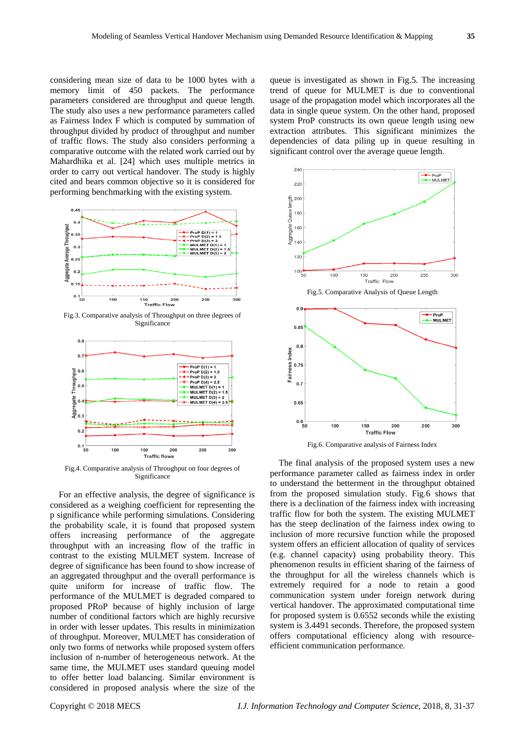considering mean size of data to be 1000 bytes with a memory limit of 450 packets. The performance parameters considered are throughput and queue length. The study also uses a new performance parameters called as Fairness Index F which is computed by summation of throughput divided by product of throughput and number of traffic flows. The study also considers performing a comparative outcome with the related work carried out by Mahardhika et al. [24] which uses multiple metrics in order to carry out vertical handover. The study is highly cited and bears common objective so it is considered for performing benchmarking with the existing system.

Fig.3. Comparative analysis of Throughput on three degrees of Significance

Fig.4. Comparative analysis of Throughput on four degrees of Significance

For an effective analysis, the degree of significance is considered as a weighing coefficient for representing the p significance while performing simulations. Considering the probability scale, it is found that proposed system offers increasing performance of the aggregate throughput with an increasing flow of the traffic in contrast to the existing MULMET system. Increase of degree of significance has been found to show increase of an aggregated throughput and the overall performance is quite uniform for increase of traffic flow. The performance of the MULMET is degraded compared to proposed PRoP because of highly inclusion of large number of conditional factors which are highly recursive in order with lesser updates. This results in minimization of throughput. Moreover, MULMET has consideration of only two forms of networks while proposed system offers inclusion of n-number of heterogeneous network. At the same time, the MULMET uses standard queuing model to offer better load balancing. Similar environment is considered in proposed analysis where the size of the queue is investigated as shown in Fig.5. The increasing trend of queue for MULMET is due to conventional usage of the propagation model which incorporates all the data in single queue system. On the other hand, proposed system ProP constructs its own queue length using new extraction attributes. This significant minimizes the dependencies of data piling up in queue resulting in significant control over the average queue length.

Fig.5. Comparative Analysis of Queue Length

Fig.6. Comparative analysis of Fairness Index

The final analysis of the proposed system uses a new performance parameter called as fairness index in order to understand the betterment in the throughput obtained from the proposed simulation study. Fig.6 shows that there is a declination of the fairness index with increasing traffic flow for both the system. The existing MULMET has the steep declination of the fairness index owing to inclusion of more recursive function while the proposed system offers an efficient allocation of quality of services (e.g. channel capacity) using probability theory. This phenomenon results in efficient sharing of the fairness of the throughput for all the wireless channels which is extremely required for a node to retain a good communication system under foreign network during vertical handover. The approximated computational time for proposed system is 0.6552 seconds while the existing system is 3.4491 seconds. Therefore, the proposed system offers computational efficiency along with resource-efficient communication performance.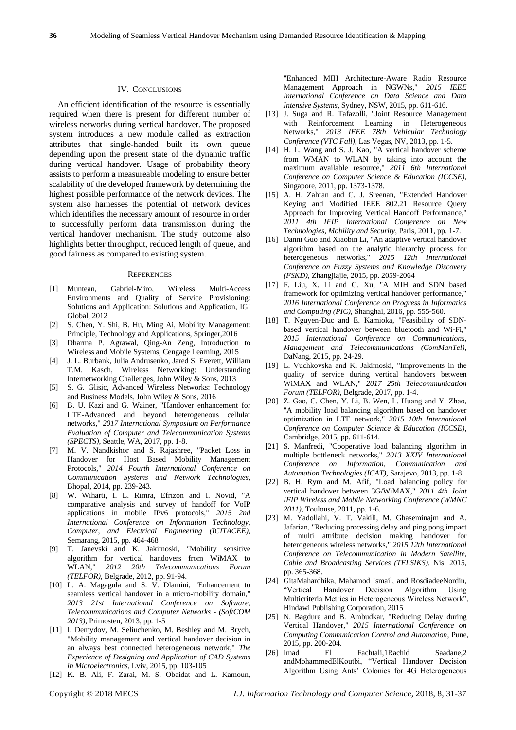## IV. CONCLUSIONS

An efficient identification of the resource is essentially required when there is present for different number of wireless networks during vertical handover. The proposed system introduces a new module called as extraction attributes that single-handed built its own queue depending upon the present state of the dynamic traffic during vertical handover. Usage of probability theory assists to perform a measureable modeling to ensure better scalability of the developed framework by determining the highest possible performance of the network devices. The system also harnesses the potential of network devices which identifies the necessary amount of resource in order to successfully perform data transmission during the vertical handover mechanism. The study outcome also highlights better throughput, reduced length of queue, and good fairness as compared to existing system.

## REFERENCES

- [1] Muntean, Gabriel-Miro, Wireless Multi-Access Environments and Quality of Service Provisioning: Solutions and Application: Solutions and Application, IGI Global, 2012
- [2] S. Chen, Y. Shi, B. Hu, Ming Ai, Mobility Management: Principle, Technology and Applications, Springer,2016
- [3] Dharma P. Agrawal, Qing-An Zeng, Introduction to Wireless and Mobile Systems, Cengage Learning, 2015
- [4] J. L. Burbank, Julia Andrusenko, Jared S. Everett, William T.M. Kasch, Wireless Networking: Understanding Internetworking Challenges, John Wiley & Sons, 2013
- [5] S. G. Glisic, Advanced Wireless Networks: Technology and Business Models, John Wiley & Sons, 2016
- [6] B. U. Kazi and G. Wainer, "Handover enhancement for LTE-Advanced and beyond heterogeneous cellular networks," *2017 International Symposium on Performance Evaluation of Computer and Telecommunication Systems (SPECTS)*, Seattle, WA, 2017, pp. 1-8.
- [7] M. V. Nandkishor and S. Rajashree, "Packet Loss in Handover for Host Based Mobility Management Protocols," *2014 Fourth International Conference on Communication Systems and Network Technologies*, Bhopal, 2014, pp. 239-243.
- [8] W. Wiharti, I. L. Rimra, Efrizon and I. Novid, "A comparative analysis and survey of handoff for VoIP applications in mobile IPv6 protocols," *2015 2nd International Conference on Information Technology, Computer, and Electrical Engineering (ICITACEE)*, Semarang, 2015, pp. 464-468
- [9] T. Janevski and K. Jakimoski, "Mobility sensitive algorithm for vertical handovers from WiMAX to WLAN," *2012 20th Telecommunications Forum (TELFOR)*, Belgrade, 2012, pp. 91-94.
- [10] L. A. Magagula and S. V. Dlamini, "Enhancement to seamless vertical handover in a micro-mobility domain," *2013 21st International Conference on Software, Telecommunications and Computer Networks - (SoftCOM 2013)*, Primosten, 2013, pp. 1-5
- [11] I. Demydov, M. Seliuchenko, M. Beshley and M. Brych, "Mobility management and vertical handover decision in an always best connected heterogeneous network," *The Experience of Designing and Application of CAD Systems in Microelectronics*, Lviv, 2015, pp. 103-105
- [12] K. B. Ali, F. Zarai, M. S. Obaidat and L. Kamoun, "Enhanced MIH Architecture-Aware Radio Resource Management Approach in NGWNs," *2015 IEEE International Conference on Data Science and Data Intensive Systems*, Sydney, NSW, 2015, pp. 611-616.
- [13] J. Suga and R. Tafazolli, "Joint Resource Management with Reinforcement Learning in Heterogeneous Networks," *2013 IEEE 78th Vehicular Technology Conference (VTC Fall)*, Las Vegas, NV, 2013, pp. 1-5.
- [14] H. L. Wang and S. J. Kao, "A vertical handover scheme from WMAN to WLAN by taking into account the maximum available resource," *2011 6th International Conference on Computer Science & Education (ICCSE)*, Singapore, 2011, pp. 1373-1378.
- [15] A. H. Zahran and C. J. Sreenan, "Extended Handover Keying and Modified IEEE 802.21 Resource Query Approach for Improving Vertical Handoff Performance," *2011 4th IFIP International Conference on New Technologies, Mobility and Security*, Paris, 2011, pp. 1-7.
- [16] Danni Guo and Xiaobin Li, "An adaptive vertical handover algorithm based on the analytic hierarchy process for heterogeneous networks," *2015 12th International Conference on Fuzzy Systems and Knowledge Discovery (FSKD)*, Zhangjiajie, 2015, pp. 2059-2064
- [17] F. Liu, X. Li and G. Xu, "A MIH and SDN based framework for optimizing vertical handover performance," *2016 International Conference on Progress in Informatics and Computing (PIC)*, Shanghai, 2016, pp. 555-560.
- [18] T. Nguyen-Duc and E. Kamioka, "Feasibility of SDN-based vertical handover between bluetooth and Wi-Fi," *2015 International Conference on Communications, Management and Telecommunications (ComManTel)*, DaNang, 2015, pp. 24-29.
- [19] L. Vuchkovska and K. Jakimoski, "Improvements in the quality of service during vertical handovers between WiMAX and WLAN," *2017 25th Telecommunication Forum (TELFOR)*, Belgrade, 2017, pp. 1-4.
- [20] Z. Gao, C. Chen, Y. Li, B. Wen, L. Huang and Y. Zhao, "A mobility load balancing algorithm based on handover optimization in LTE network," *2015 10th International Conference on Computer Science & Education (ICCSE)*, Cambridge, 2015, pp. 611-614.
- [21] S. Manfredi, "Cooperative load balancing algorithm in multiple bottleneck networks," *2013 XXIV International Conference on Information, Communication and Automation Technologies (ICAT)*, Sarajevo, 2013, pp. 1-8.
- [22] B. H. Rym and M. Afif, "Load balancing policy for vertical handover between 3G/WiMAX," *2011 4th Joint IFIP Wireless and Mobile Networking Conference (WMNC 2011)*, Toulouse, 2011, pp. 1-6.
- [23] M. Yadollahi, V. T. Vakili, M. Ghaseminajm and A. Jafarian, "Reducing processing delay and ping pong impact of multi attribute decision making handover for heterogeneous wireless networks," *2015 12th International Conference on Telecommunication in Modern Satellite, Cable and Broadcasting Services (TELSIKS)*, Nis, 2015, pp. 365-368.
- [24] GitaMahardhika, Mahamod Ismail, and RosdiadeeNordin, "Vertical Handover Decision Algorithm Using Multicriteria Metrics in Heterogeneous Wireless Network", Hindawi Publishing Corporation, 2015
- [25] N. Bagdure and B. Ambudkar, "Reducing Delay during Vertical Handover," *2015 International Conference on Computing Communication Control and Automation*, Pune, 2015, pp. 200-204.
- [26] Imad El Fachtali,1Rachid Saadane,2 andMohammedElKoutbi, "Vertical Handover Decision Algorithm Using Ants' Colonies for 4G Heterogeneous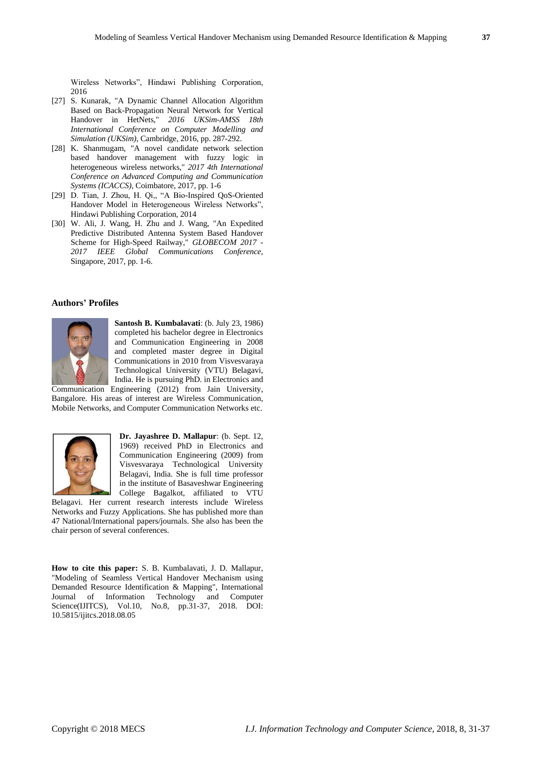Wireless Networks", Hindawi Publishing Corporation, 2016

[27] S. Kunarak, "A Dynamic Channel Allocation Algorithm Based on Back-Propagation Neural Network for Vertical Handover in HetNets," *2016 UKSim-AMSS 18th International Conference on Computer Modelling and Simulation (UKSim)*, Cambridge, 2016, pp. 287-292.

[28] K. Shanmugam, "A novel candidate network selection based handover management with fuzzy logic in heterogeneous wireless networks," *2017 4th International Conference on Advanced Computing and Communication Systems (ICACCS)*, Coimbatore, 2017, pp. 1-6

[29] D. Tian, J. Zhou, H. Qi,, "A Bio-Inspired QoS-Oriented Handover Model in Heterogeneous Wireless Networks", Hindawi Publishing Corporation, 2014

[30] W. Ali, J. Wang, H. Zhu and J. Wang, "An Expedited Predictive Distributed Antenna System Based Handover Scheme for High-Speed Railway," *GLOBECOM 2017 - 2017 IEEE Global Communications Conference*, Singapore, 2017, pp. 1-6.

### Authors' Profiles

**Santosh B. Kumbalavati**: (b. July 23, 1986) completed his bachelor degree in Electronics and Communication Engineering in 2008 and completed master degree in Digital Communications in 2010 from Visvesvaraya Technological University (VTU) Belagavi, India. He is pursuing PhD. in Electronics and Communication Engineering (2012) from Jain University, Bangalore. His areas of interest are Wireless Communication, Mobile Networks, and Computer Communication Networks etc.

**Dr. Jayashree D. Mallapur**: (b. Sept. 12, 1969) received PhD in Electronics and Communication Engineering (2009) from Visvesvaraya Technological University Belagavi, India. She is full time professor in the institute of Basaveshwar Engineering College Bagalkot, affiliated to VTU Belagavi. Her current research interests include Wireless Networks and Fuzzy Applications. She has published more than 47 National/International papers/journals. She also has been the chair person of several conferences.

**How to cite this paper:** S. B. Kumbalavati, J. D. Mallapur, "Modeling of Seamless Vertical Handover Mechanism using Demanded Resource Identification & Mapping", International Journal of Information Technology and Computer Science(IJITCS), Vol.10, No.8, pp.31-37, 2018. DOI: 10.5815/ijitcs.2018.08.05